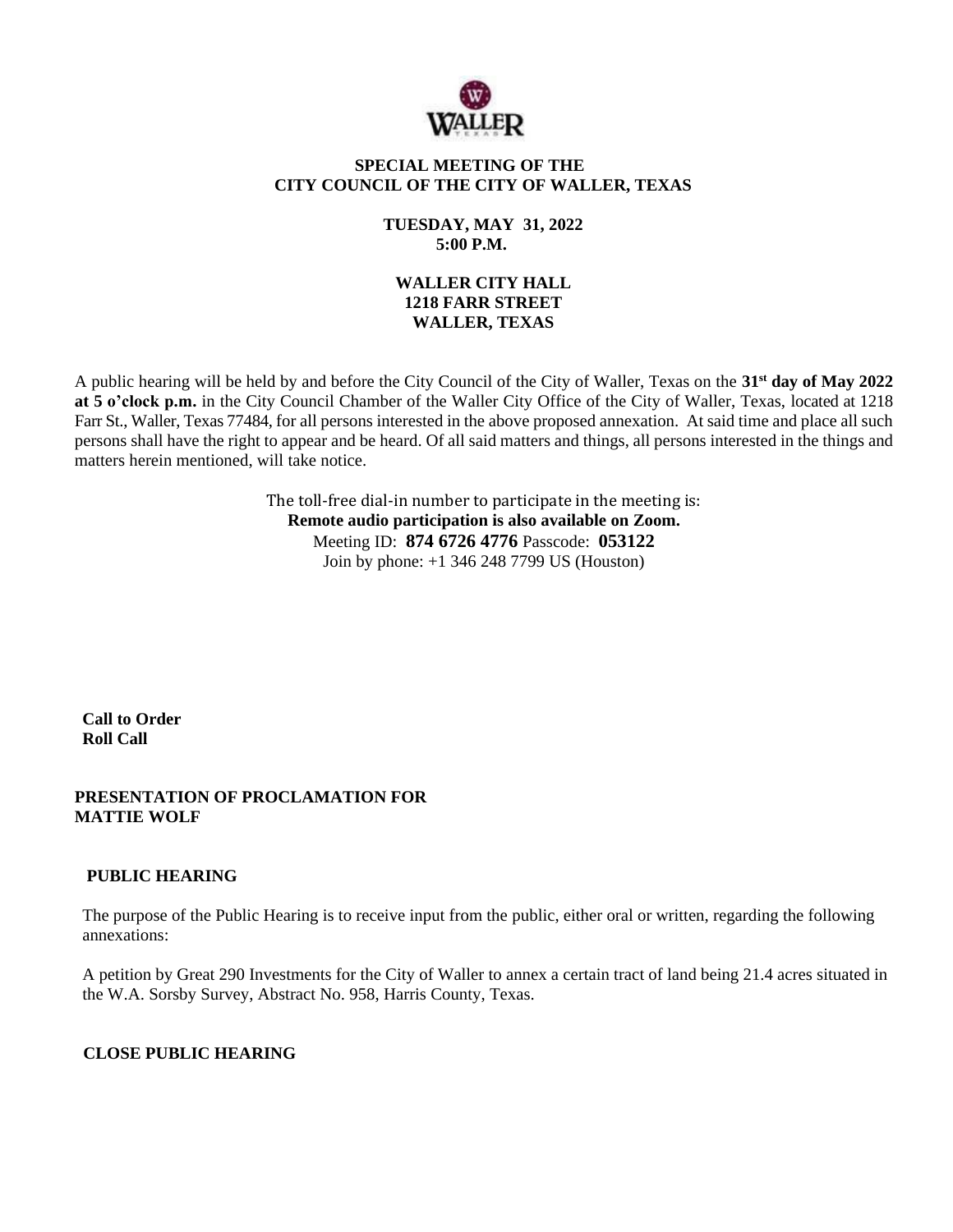**SPECIAL MEETING OF THE**
**CITY COUNCIL OF THE CITY OF WALLER, TEXAS**

**TUESDAY, MAY 31, 2022**
**5:00 P.M.**

**WALLER CITY HALL**
**1218 FARR STREET**
**WALLER, TEXAS**

A public hearing will be held by and before the City Council of the City of Waller, Texas on the **31st day of May 2022 at 5 o'clock p.m.** in the City Council Chamber of the Waller City Office of the City of Waller, Texas, located at 1218 Farr St., Waller, Texas 77484, for all persons interested in the above proposed annexation. At said time and place all such persons shall have the right to appear and be heard. Of all said matters and things, all persons interested in the things and matters herein mentioned, will take notice.

The toll-free dial-in number to participate in the meeting is:
**Remote audio participation is also available on Zoom.**
Meeting ID: **874 6726 4776** Passcode: **053122**
Join by phone: +1 346 248 7799 US (Houston)

**Call to Order**
**Roll Call**

**PRESENTATION OF PROCLAMATION FOR MATTIE WOLF**

**PUBLIC HEARING**

The purpose of the Public Hearing is to receive input from the public, either oral or written, regarding the following annexations:

A petition by Great 290 Investments for the City of Waller to annex a certain tract of land being 21.4 acres situated in the W.A. Sorsby Survey, Abstract No. 958, Harris County, Texas.

**CLOSE PUBLIC HEARING**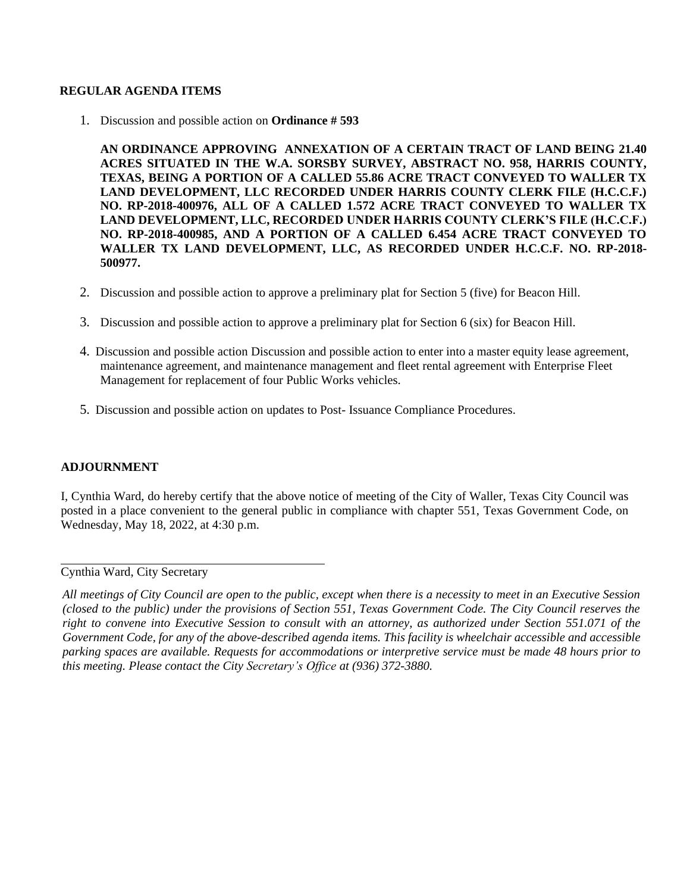**REGULAR AGENDA ITEMS**

1. Discussion and possible action on **Ordinance # 593**

   **AN ORDINANCE APPROVING ANNEXATION OF A CERTAIN TRACT OF LAND BEING 21.40 ACRES SITUATED IN THE W.A. SORSBY SURVEY, ABSTRACT NO. 958, HARRIS COUNTY, TEXAS, BEING A PORTION OF A CALLED 55.86 ACRE TRACT CONVEYED TO WALLER TX LAND DEVELOPMENT, LLC RECORDED UNDER HARRIS COUNTY CLERK FILE (H.C.C.F.) NO. RP-2018-400976, ALL OF A CALLED 1.572 ACRE TRACT CONVEYED TO WALLER TX LAND DEVELOPMENT, LLC, RECORDED UNDER HARRIS COUNTY CLERK'S FILE (H.C.C.F.) NO. RP-2018-400985, AND A PORTION OF A CALLED 6.454 ACRE TRACT CONVEYED TO WALLER TX LAND DEVELOPMENT, LLC, AS RECORDED UNDER H.C.C.F. NO. RP-2018-500977.**

2. Discussion and possible action to approve a preliminary plat for Section 5 (five) for Beacon Hill.

3. Discussion and possible action to approve a preliminary plat for Section 6 (six) for Beacon Hill.

4. Discussion and possible action Discussion and possible action to enter into a master equity lease agreement, maintenance agreement, and maintenance management and fleet rental agreement with Enterprise Fleet Management for replacement of four Public Works vehicles.

5. Discussion and possible action on updates to Post- Issuance Compliance Procedures.

**ADJOURNMENT**

I, Cynthia Ward, do hereby certify that the above notice of meeting of the City of Waller, Texas City Council was posted in a place convenient to the general public in compliance with chapter 551, Texas Government Code, on Wednesday, May 18, 2022, at 4:30 p.m.

Cynthia Ward, City Secretary

*All meetings of City Council are open to the public, except when there is a necessity to meet in an Executive Session (closed to the public) under the provisions of Section 551, Texas Government Code. The City Council reserves the right to convene into Executive Session to consult with an attorney, as authorized under Section 551.071 of the Government Code, for any of the above-described agenda items. This facility is wheelchair accessible and accessible parking spaces are available. Requests for accommodations or interpretive service must be made 48 hours prior to this meeting. Please contact the City Secretary's Office at (936) 372-3880.*